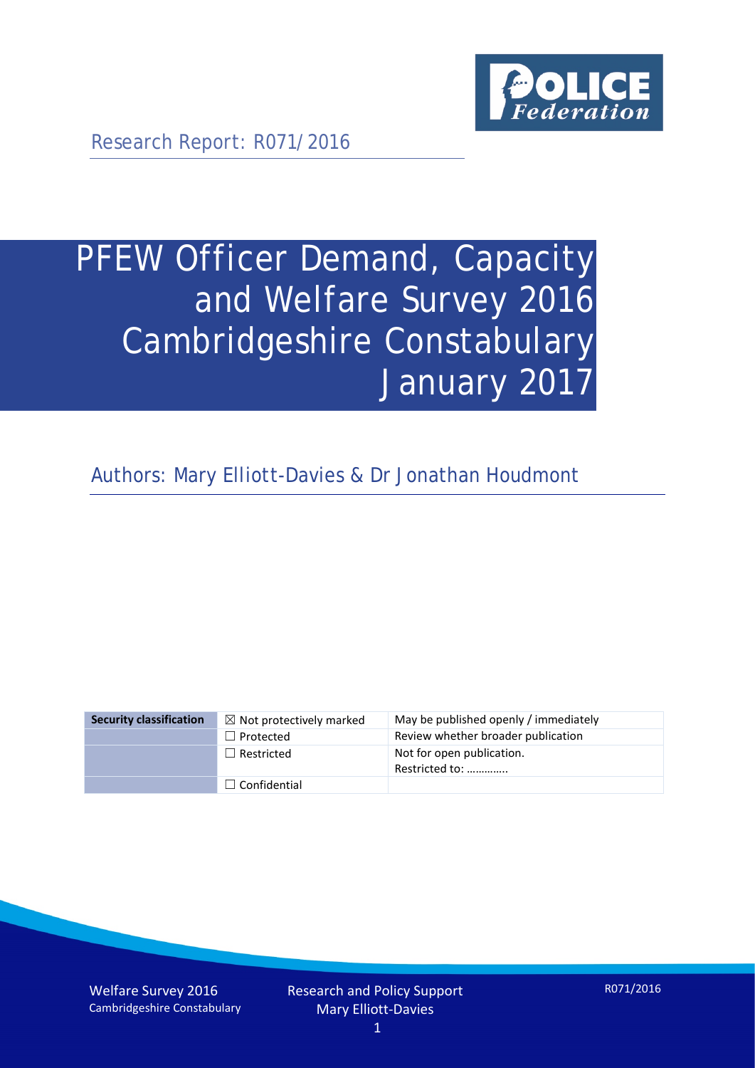Research Report: R071/2016

# PFEW Officer Demand, Capacity and Welfare Survey 2016 Cambridgeshire Constabulary January 2017

Authors: Mary Elliott-Davies & Dr Jonathan Houdmont

| Security classification | ☒ Not protectively marked | May be published openly / immediately |
|---|---|---|
| | ☐ Protected | Review whether broader publication |
| | ☐ Restricted | Not for open publication. Restricted to: ………….. |
| | ☐ Confidential | |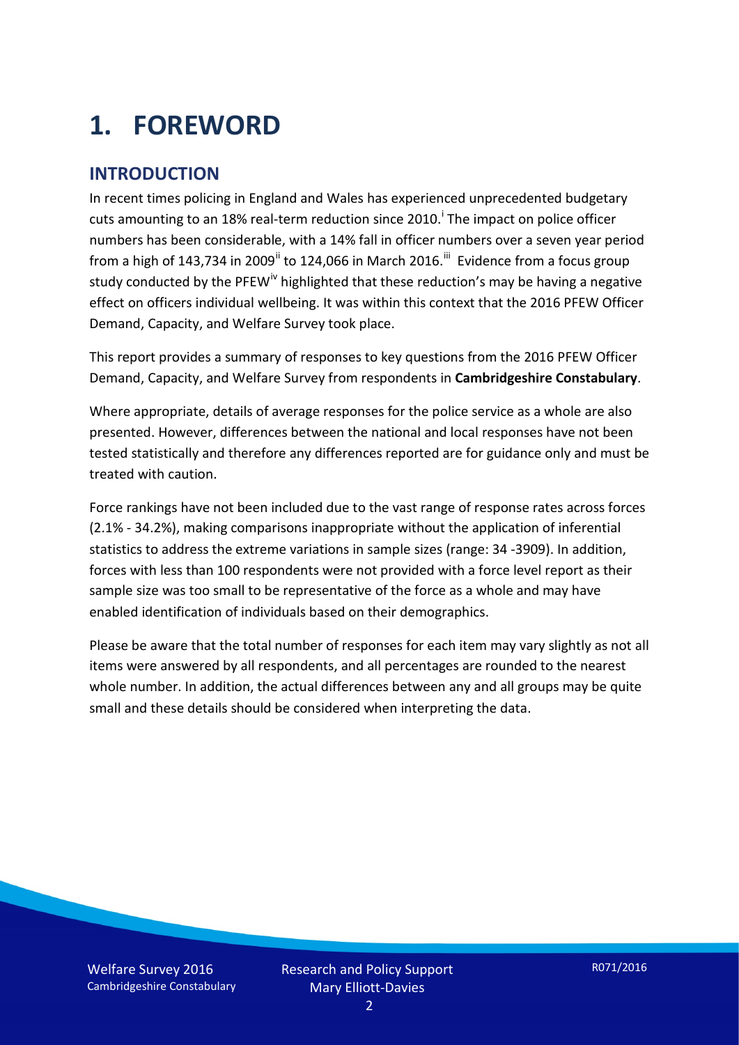# 1. FOREWORD

## INTRODUCTION

In recent times policing in England and Wales has experienced unprecedented budgetary cuts amounting to an 18% real-term reduction since 2010.[i] The impact on police officer numbers has been considerable, with a 14% fall in officer numbers over a seven year period from a high of 143,734 in 2009[ii] to 124,066 in March 2016.[iii] Evidence from a focus group study conducted by the PFEW[iv] highlighted that these reduction's may be having a negative effect on officers individual wellbeing. It was within this context that the 2016 PFEW Officer Demand, Capacity, and Welfare Survey took place.

This report provides a summary of responses to key questions from the 2016 PFEW Officer Demand, Capacity, and Welfare Survey from respondents in **Cambridgeshire Constabulary**.

Where appropriate, details of average responses for the police service as a whole are also presented. However, differences between the national and local responses have not been tested statistically and therefore any differences reported are for guidance only and must be treated with caution.

Force rankings have not been included due to the vast range of response rates across forces (2.1% - 34.2%), making comparisons inappropriate without the application of inferential statistics to address the extreme variations in sample sizes (range: 34 -3909). In addition, forces with less than 100 respondents were not provided with a force level report as their sample size was too small to be representative of the force as a whole and may have enabled identification of individuals based on their demographics.

Please be aware that the total number of responses for each item may vary slightly as not all items were answered by all respondents, and all percentages are rounded to the nearest whole number. In addition, the actual differences between any and all groups may be quite small and these details should be considered when interpreting the data.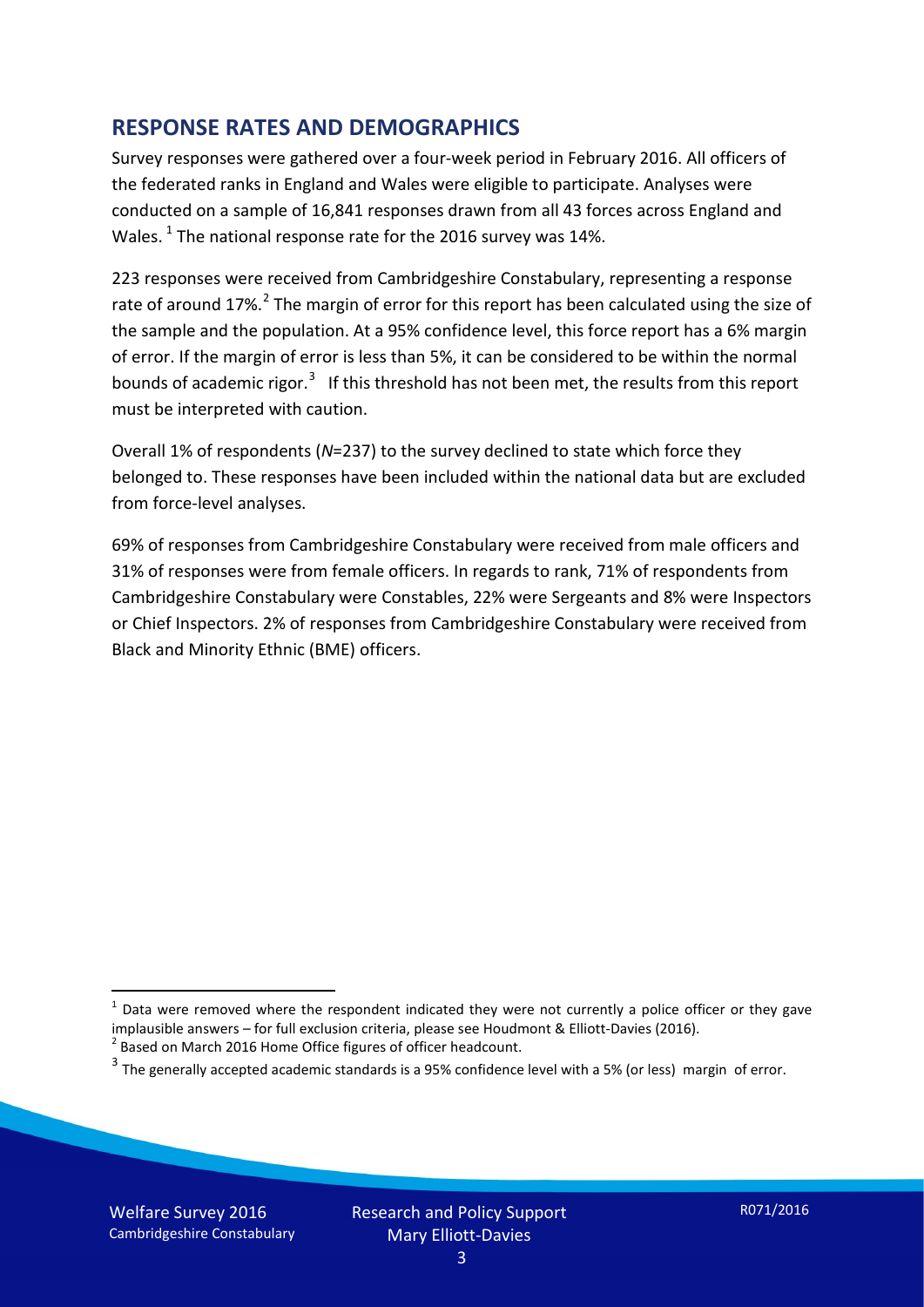## RESPONSE RATES AND DEMOGRAPHICS

Survey responses were gathered over a four-week period in February 2016. All officers of the federated ranks in England and Wales were eligible to participate. Analyses were conducted on a sample of 16,841 responses drawn from all 43 forces across England and Wales. [1] The national response rate for the 2016 survey was 14%.

223 responses were received from Cambridgeshire Constabulary, representing a response rate of around 17%. [2] The margin of error for this report has been calculated using the size of the sample and the population. At a 95% confidence level, this force report has a 6% margin of error. If the margin of error is less than 5%, it can be considered to be within the normal bounds of academic rigor. [3] If this threshold has not been met, the results from this report must be interpreted with caution.

Overall 1% of respondents (*N*=237) to the survey declined to state which force they belonged to. These responses have been included within the national data but are excluded from force-level analyses.

69% of responses from Cambridgeshire Constabulary were received from male officers and 31% of responses were from female officers. In regards to rank, 71% of respondents from Cambridgeshire Constabulary were Constables, 22% were Sergeants and 8% were Inspectors or Chief Inspectors. 2% of responses from Cambridgeshire Constabulary were received from Black and Minority Ethnic (BME) officers.

[1] Data were removed where the respondent indicated they were not currently a police officer or they gave implausible answers – for full exclusion criteria, please see Houdmont & Elliott-Davies (2016).

[2] Based on March 2016 Home Office figures of officer headcount.

[3] The generally accepted academic standards is a 95% confidence level with a 5% (or less) margin of error.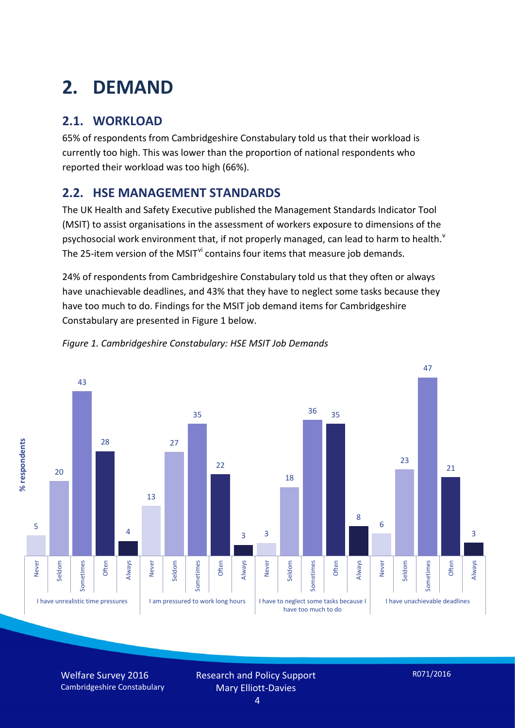# 2. DEMAND

## 2.1. WORKLOAD

65% of respondents from Cambridgeshire Constabulary told us that their workload is currently too high. This was lower than the proportion of national respondents who reported their workload was too high (66%).

## 2.2. HSE MANAGEMENT STANDARDS

The UK Health and Safety Executive published the Management Standards Indicator Tool (MSIT) to assist organisations in the assessment of workers exposure to dimensions of the psychosocial work environment that, if not properly managed, can lead to harm to health.[v] The 25-item version of the MSIT[vi] contains four items that measure job demands.

24% of respondents from Cambridgeshire Constabulary told us that they often or always have unachievable deadlines, and 43% that they have to neglect some tasks because they have too much to do. Findings for the MSIT job demand items for Cambridgeshire Constabulary are presented in Figure 1 below.

*Figure 1. Cambridgeshire Constabulary: HSE MSIT Job Demands*

| % respondents | Never | Seldom | Sometimes | Often | Always |
|---|---|---|---|---|---|
| I have unrealistic time pressures | 5 | 20 | 43 | 28 | 4 |
| I am pressured to work long hours | 13 | 27 | 35 | 22 | 3 |
| I have to neglect some tasks because I have too much to do | 3 | 18 | 36 | 35 | 8 |
| I have unachievable deadlines | 6 | 23 | 47 | 21 | 3 |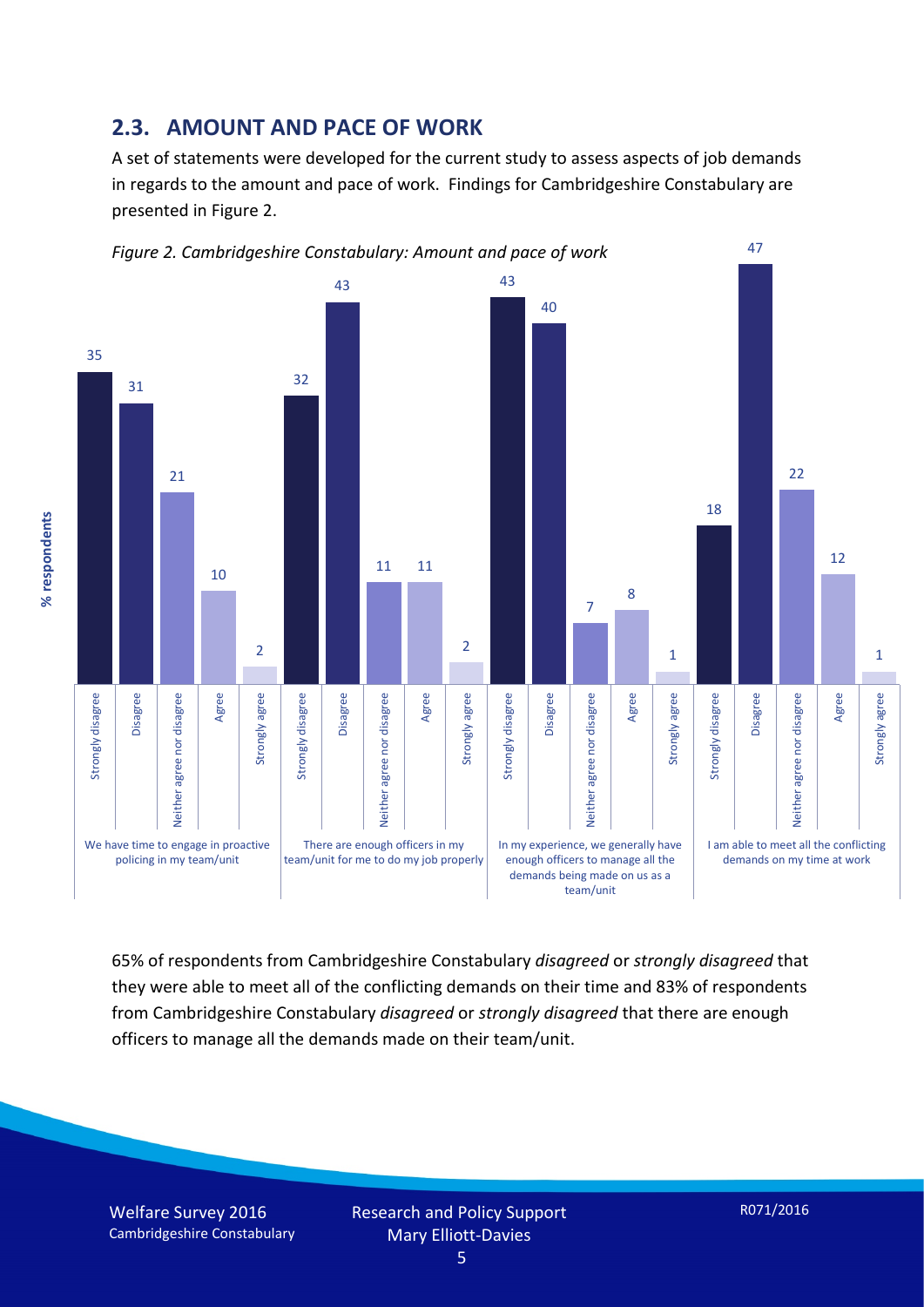## 2.3. AMOUNT AND PACE OF WORK

A set of statements were developed for the current study to assess aspects of job demands in regards to the amount and pace of work. Findings for Cambridgeshire Constabulary are presented in Figure 2.

*Figure 2. Cambridgeshire Constabulary: Amount and pace of work*

| % respondents | Strongly disagree | Disagree | Neither agree nor disagree | Agree | Strongly agree |
|---|---|---|---|---|---|
| We have time to engage in proactive policing in my team/unit | 35 | 31 | 21 | 10 | 2 |
| There are enough officers in my team/unit for me to do my job properly | 32 | 43 | 11 | 11 | 2 |
| In my experience, we generally have enough officers to manage all the demands being made on us as a team/unit | 43 | 40 | 7 | 8 | 1 |
| I am able to meet all the conflicting demands on my time at work | 18 | 47 | 22 | 12 | 1 |

65% of respondents from Cambridgeshire Constabulary *disagreed* or *strongly disagreed* that they were able to meet all of the conflicting demands on their time and 83% of respondents from Cambridgeshire Constabulary *disagreed* or *strongly disagreed* that there are enough officers to manage all the demands made on their team/unit.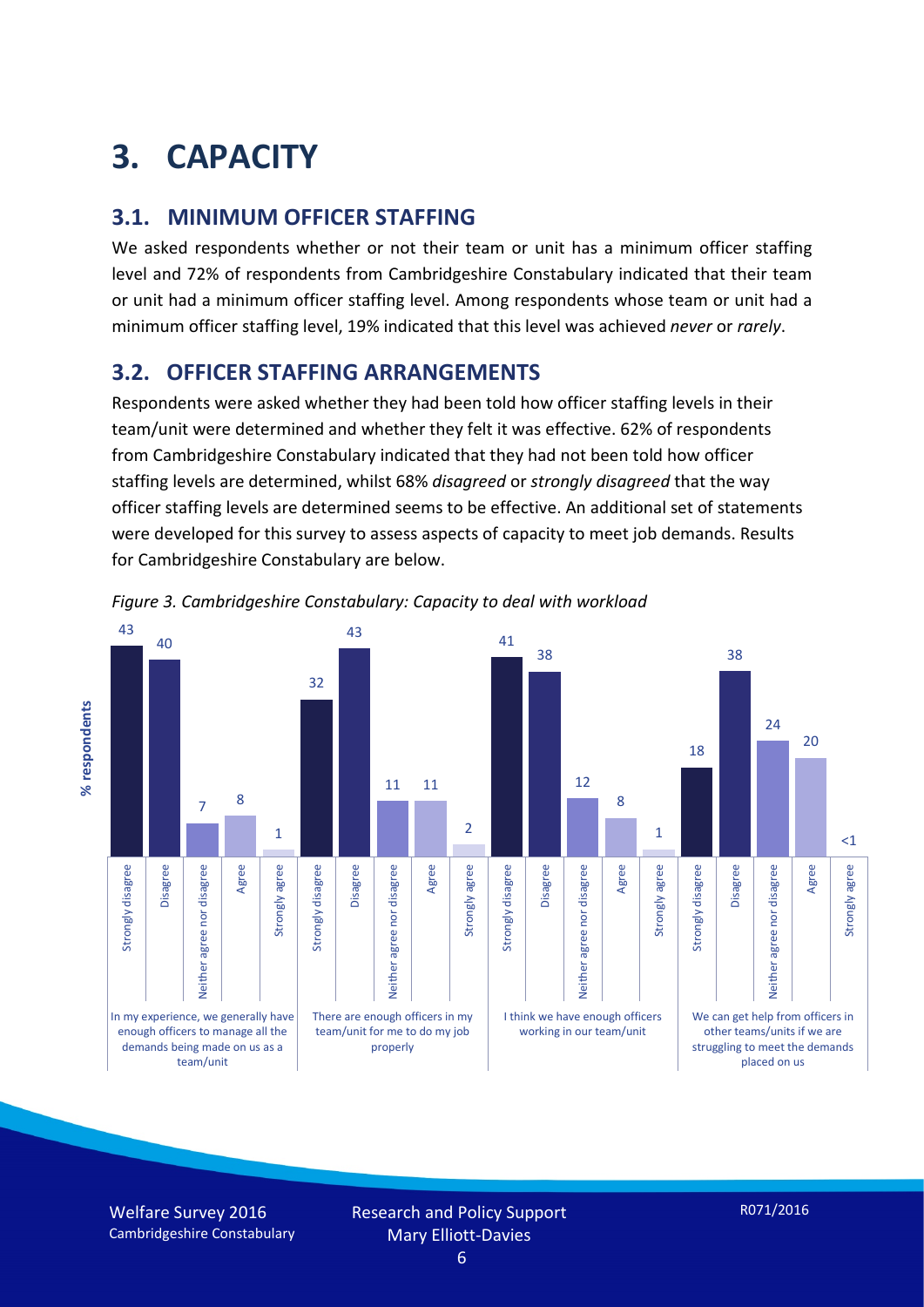# 3. CAPACITY

## 3.1. MINIMUM OFFICER STAFFING

We asked respondents whether or not their team or unit has a minimum officer staffing level and 72% of respondents from Cambridgeshire Constabulary indicated that their team or unit had a minimum officer staffing level. Among respondents whose team or unit had a minimum officer staffing level, 19% indicated that this level was achieved *never* or *rarely*.

## 3.2. OFFICER STAFFING ARRANGEMENTS

Respondents were asked whether they had been told how officer staffing levels in their team/unit were determined and whether they felt it was effective. 62% of respondents from Cambridgeshire Constabulary indicated that they had not been told how officer staffing levels are determined, whilst 68% *disagreed* or *strongly disagreed* that the way officer staffing levels are determined seems to be effective. An additional set of statements were developed for this survey to assess aspects of capacity to meet job demands. Results for Cambridgeshire Constabulary are below.

*Figure 3. Cambridgeshire Constabulary: Capacity to deal with workload*

| Statement (% respondents) | Strongly disagree | Disagree | Neither agree nor disagree | Agree | Strongly agree |
|---|---|---|---|---|---|
| In my experience, we generally have enough officers to manage all the demands being made on us as a team/unit | 43 | 40 | 7 | 8 | 1 |
| There are enough officers in my team/unit for me to do my job properly | 32 | 43 | 11 | 11 | 2 |
| I think we have enough officers working in our team/unit | 41 | 38 | 12 | 8 | 1 |
| We can get help from officers in other teams/units if we are struggling to meet the demands placed on us | 18 | 38 | 24 | 20 | <1 |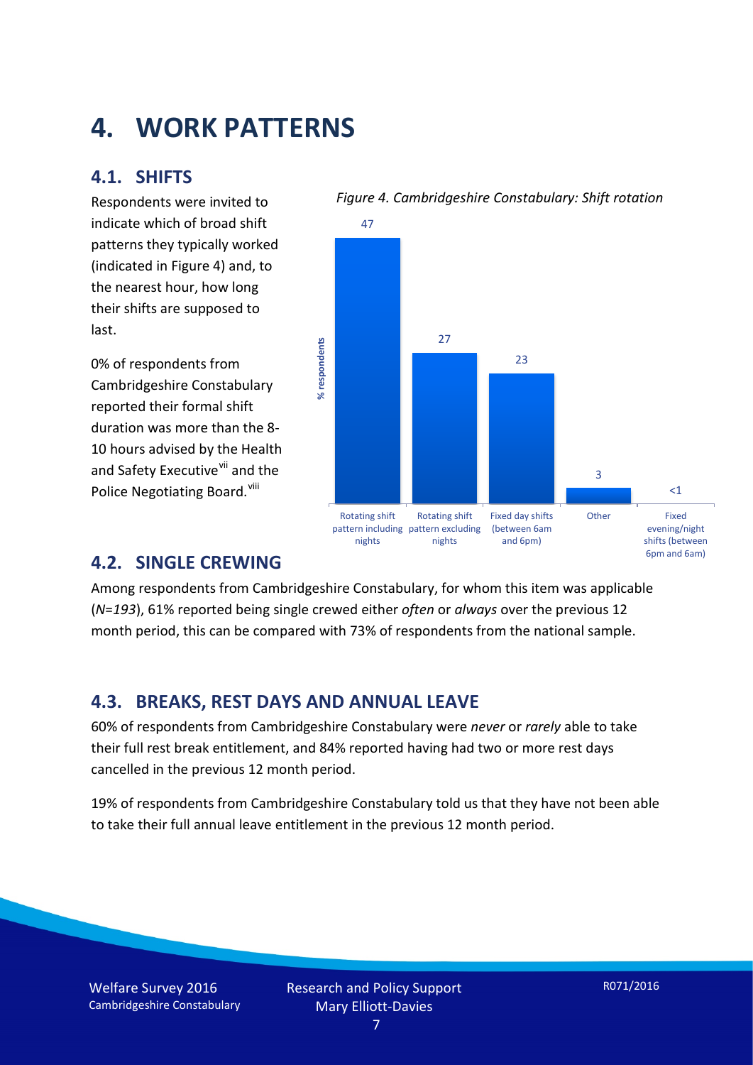# 4. WORK PATTERNS

## 4.1. SHIFTS

Respondents were invited to indicate which of broad shift patterns they typically worked (indicated in Figure 4) and, to the nearest hour, how long their shifts are supposed to last.

0% of respondents from Cambridgeshire Constabulary reported their formal shift duration was more than the 8-10 hours advised by the Health and Safety Executive[vii] and the Police Negotiating Board.[viii]

*Figure 4. Cambridgeshire Constabulary: Shift rotation*

| Shift pattern | % respondents |
|---|---|
| Rotating shift pattern including nights | 47 |
| Rotating shift pattern excluding nights | 27 |
| Fixed day shifts (between 6am and 6pm) | 23 |
| Other | 3 |
| Fixed evening/night shifts (between 6pm and 6am) | <1 |

## 4.2. SINGLE CREWING

Among respondents from Cambridgeshire Constabulary, for whom this item was applicable (*N=193*), 61% reported being single crewed either *often* or *always* over the previous 12 month period, this can be compared with 73% of respondents from the national sample.

## 4.3. BREAKS, REST DAYS AND ANNUAL LEAVE

60% of respondents from Cambridgeshire Constabulary were *never* or *rarely* able to take their full rest break entitlement, and 84% reported having had two or more rest days cancelled in the previous 12 month period.

19% of respondents from Cambridgeshire Constabulary told us that they have not been able to take their full annual leave entitlement in the previous 12 month period.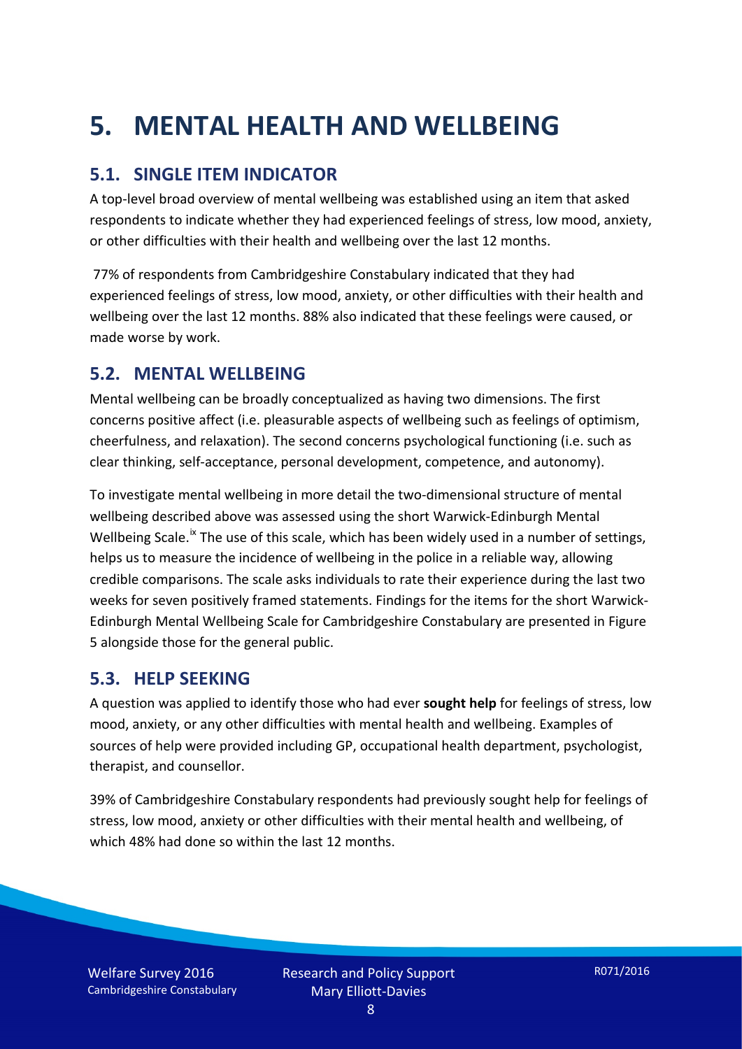# 5. MENTAL HEALTH AND WELLBEING

## 5.1. SINGLE ITEM INDICATOR

A top-level broad overview of mental wellbeing was established using an item that asked respondents to indicate whether they had experienced feelings of stress, low mood, anxiety, or other difficulties with their health and wellbeing over the last 12 months.

77% of respondents from Cambridgeshire Constabulary indicated that they had experienced feelings of stress, low mood, anxiety, or other difficulties with their health and wellbeing over the last 12 months. 88% also indicated that these feelings were caused, or made worse by work.

## 5.2. MENTAL WELLBEING

Mental wellbeing can be broadly conceptualized as having two dimensions. The first concerns positive affect (i.e. pleasurable aspects of wellbeing such as feelings of optimism, cheerfulness, and relaxation). The second concerns psychological functioning (i.e. such as clear thinking, self-acceptance, personal development, competence, and autonomy).

To investigate mental wellbeing in more detail the two-dimensional structure of mental wellbeing described above was assessed using the short Warwick-Edinburgh Mental Wellbeing Scale.[ix] The use of this scale, which has been widely used in a number of settings, helps us to measure the incidence of wellbeing in the police in a reliable way, allowing credible comparisons. The scale asks individuals to rate their experience during the last two weeks for seven positively framed statements. Findings for the items for the short Warwick-Edinburgh Mental Wellbeing Scale for Cambridgeshire Constabulary are presented in Figure 5 alongside those for the general public.

## 5.3. HELP SEEKING

A question was applied to identify those who had ever **sought help** for feelings of stress, low mood, anxiety, or any other difficulties with mental health and wellbeing. Examples of sources of help were provided including GP, occupational health department, psychologist, therapist, and counsellor.

39% of Cambridgeshire Constabulary respondents had previously sought help for feelings of stress, low mood, anxiety or other difficulties with their mental health and wellbeing, of which 48% had done so within the last 12 months.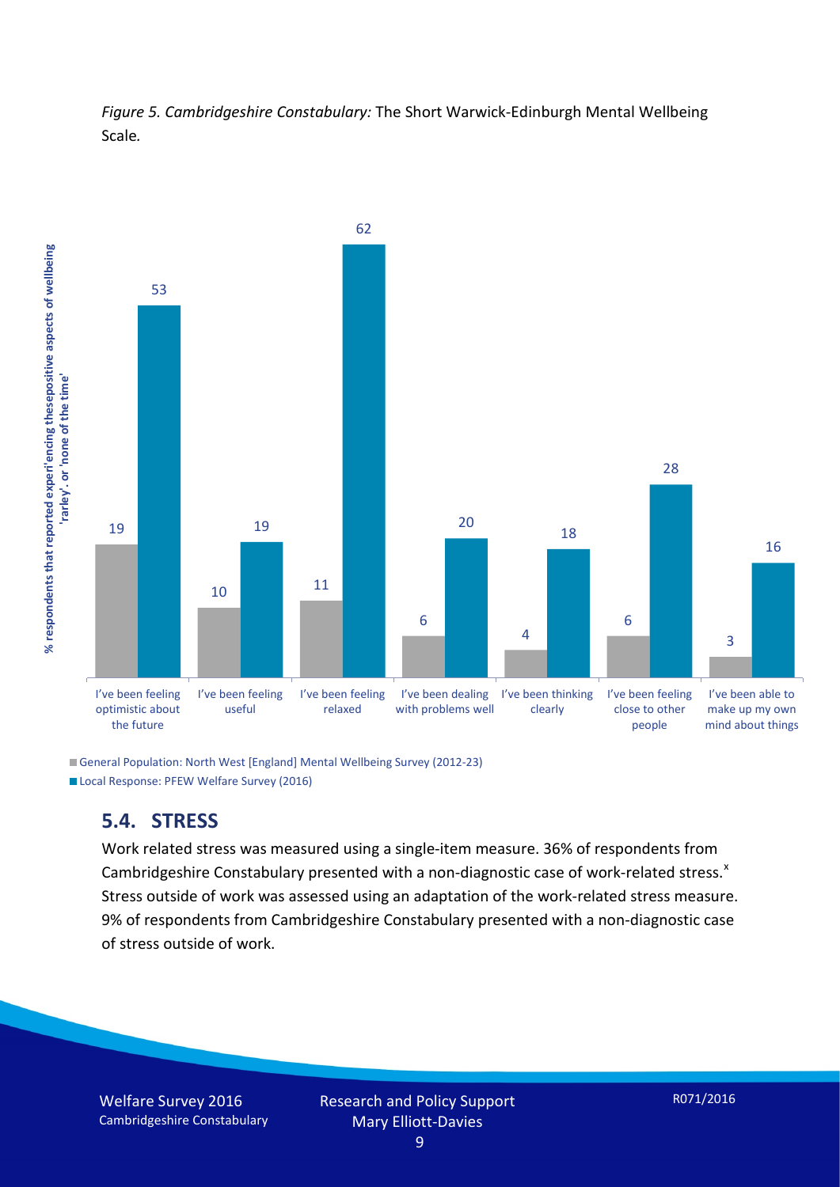*Figure 5. Cambridgeshire Constabulary:* The Short Warwick-Edinburgh Mental Wellbeing Scale.

| % respondents that reported experiencing these positive aspects of wellbeing 'rarely', or 'none of the time' | General Population: North West [England] Mental Wellbeing Survey (2012-23) | Local Response: PFEW Welfare Survey (2016) |
| --- | --- | --- |
| I've been feeling optimistic about the future | 19 | 53 |
| I've been feeling useful | 10 | 19 |
| I've been feeling relaxed | 11 | 62 |
| I've been dealing with problems well | 6 | 20 |
| I've been thinking clearly | 4 | 18 |
| I've been feeling close to other people | 6 | 28 |
| I've been able to make up my own mind about things | 3 | 16 |

## 5.4. STRESS

Work related stress was measured using a single-item measure. 36% of respondents from Cambridgeshire Constabulary presented with a non-diagnostic case of work-related stress.[x] Stress outside of work was assessed using an adaptation of the work-related stress measure. 9% of respondents from Cambridgeshire Constabulary presented with a non-diagnostic case of stress outside of work.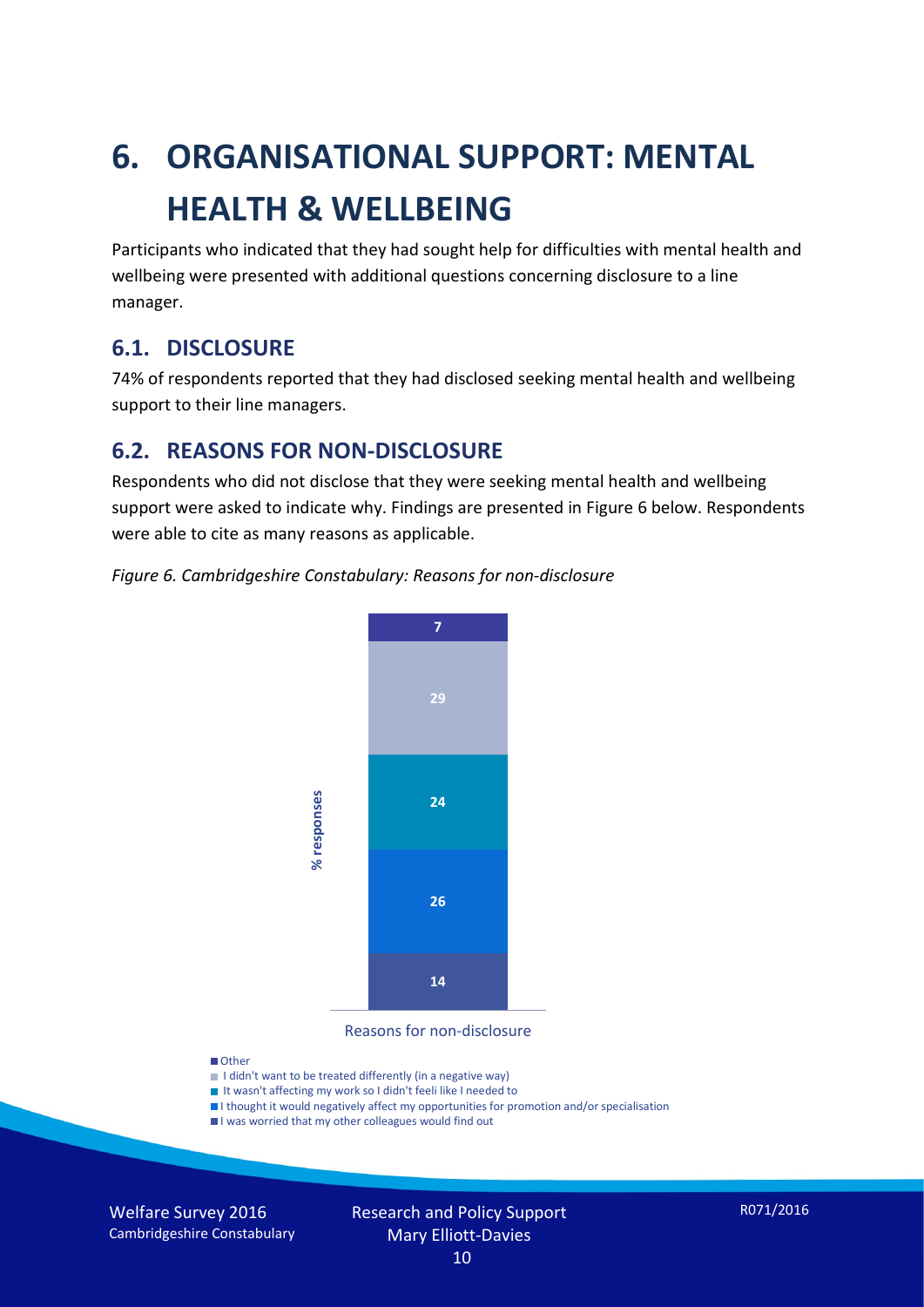# 6. ORGANISATIONAL SUPPORT: MENTAL HEALTH & WELLBEING

Participants who indicated that they had sought help for difficulties with mental health and wellbeing were presented with additional questions concerning disclosure to a line manager.

## 6.1. DISCLOSURE

74% of respondents reported that they had disclosed seeking mental health and wellbeing support to their line managers.

## 6.2. REASONS FOR NON-DISCLOSURE

Respondents who did not disclose that they were seeking mental health and wellbeing support were asked to indicate why. Findings are presented in Figure 6 below. Respondents were able to cite as many reasons as applicable.

*Figure 6. Cambridgeshire Constabulary: Reasons for non-disclosure*

| Reasons for non-disclosure | % responses |
|---|---|
| Other | 7 |
| I didn't want to be treated differently (in a negative way) | 29 |
| It wasn't affecting my work so I didn't feeli like I needed to | 24 |
| I thought it would negatively affect my opportunities for promotion and/or specialisation | 26 |
| I was worried that my other colleagues would find out | 14 |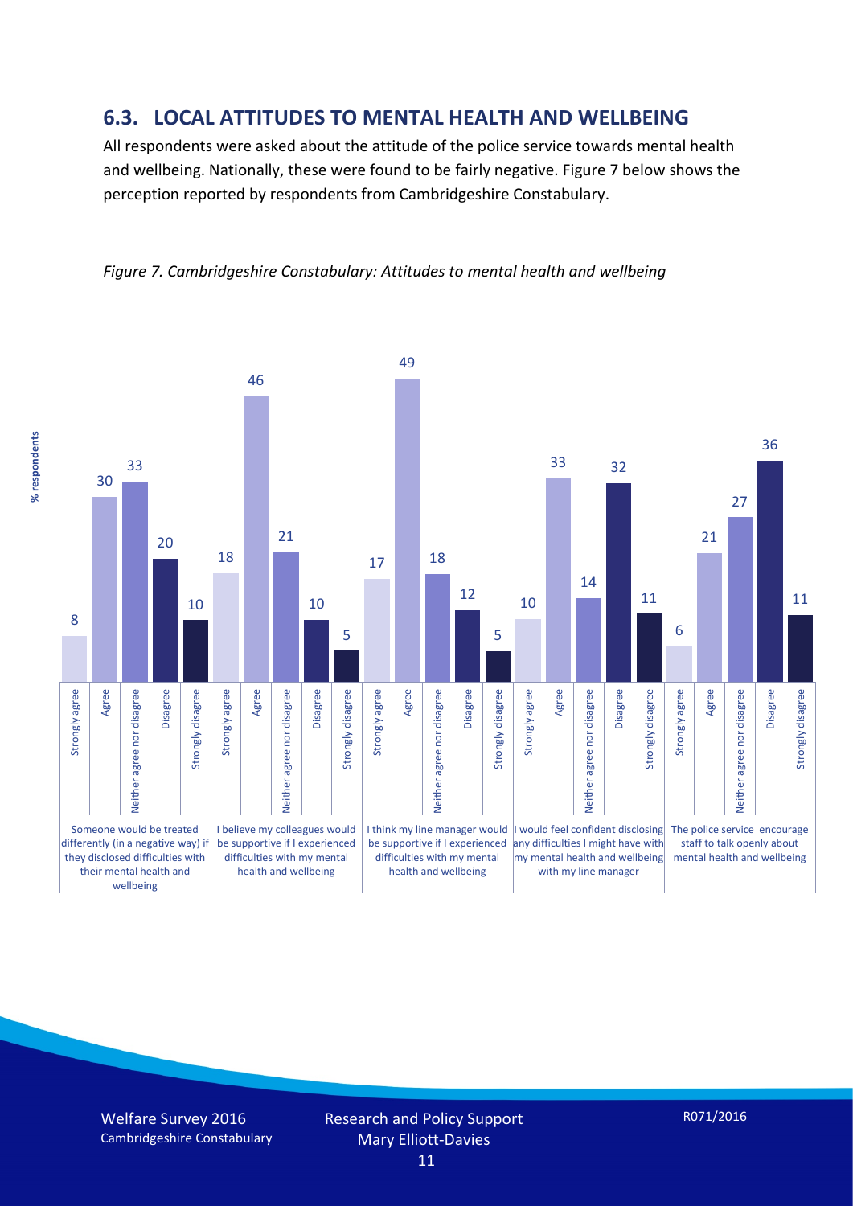## 6.3. LOCAL ATTITUDES TO MENTAL HEALTH AND WELLBEING

All respondents were asked about the attitude of the police service towards mental health and wellbeing. Nationally, these were found to be fairly negative. Figure 7 below shows the perception reported by respondents from Cambridgeshire Constabulary.

*Figure 7. Cambridgeshire Constabulary: Attitudes to mental health and wellbeing*

| % respondents | Strongly agree | Agree | Neither agree nor disagree | Disagree | Strongly disagree |
|---|---|---|---|---|---|
| Someone would be treated differently (in a negative way) if they disclosed difficulties with their mental health and wellbeing | 8 | 30 | 33 | 20 | 10 |
| I believe my colleagues would be supportive if I experienced difficulties with my mental health and wellbeing | 18 | 46 | 21 | 10 | 5 |
| I think my line manager would be supportive if I experienced difficulties with my mental health and wellbeing | 17 | 49 | 18 | 12 | 5 |
| I would feel confident disclosing any difficulties I might have with my mental health and wellbeing with my line manager | 10 | 33 | 14 | 32 | 11 |
| The police service encourage staff to talk openly about mental health and wellbeing | 6 | 21 | 27 | 36 | 11 |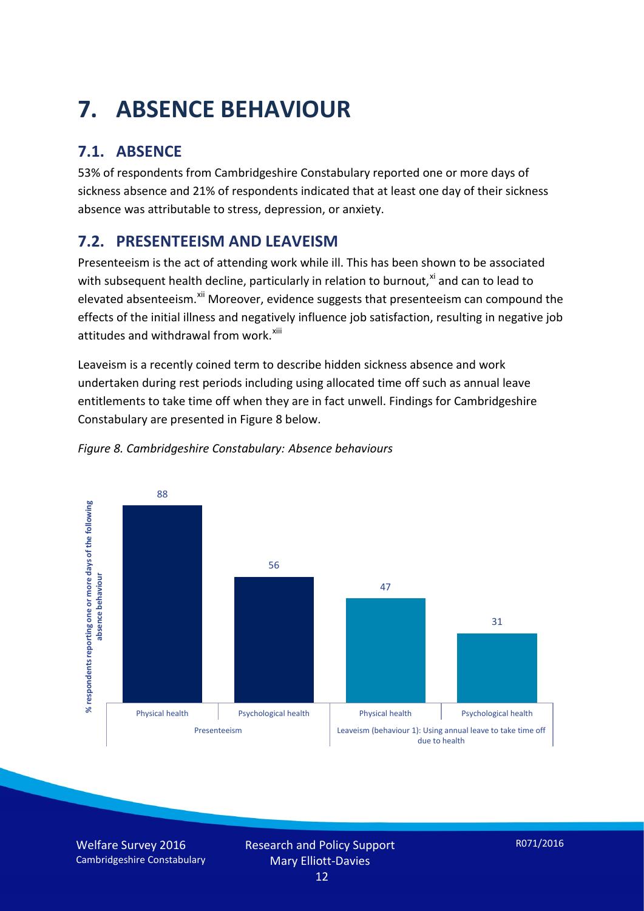# 7. ABSENCE BEHAVIOUR

## 7.1. ABSENCE

53% of respondents from Cambridgeshire Constabulary reported one or more days of sickness absence and 21% of respondents indicated that at least one day of their sickness absence was attributable to stress, depression, or anxiety.

## 7.2. PRESENTEEISM AND LEAVEISM

Presenteeism is the act of attending work while ill. This has been shown to be associated with subsequent health decline, particularly in relation to burnout,[xi] and can to lead to elevated absenteeism.[xii] Moreover, evidence suggests that presenteeism can compound the effects of the initial illness and negatively influence job satisfaction, resulting in negative job attitudes and withdrawal from work.[xiii]

Leaveism is a recently coined term to describe hidden sickness absence and work undertaken during rest periods including using allocated time off such as annual leave entitlements to take time off when they are in fact unwell. Findings for Cambridgeshire Constabulary are presented in Figure 8 below.

*Figure 8. Cambridgeshire Constabulary: Absence behaviours*

| % respondents reporting one or more days of the following absence behaviour | Physical health | Psychological health |
|---|---|---|
| Presenteeism | 88 | 56 |
| Leaveism (behaviour 1): Using annual leave to take time off due to health | 47 | 31 |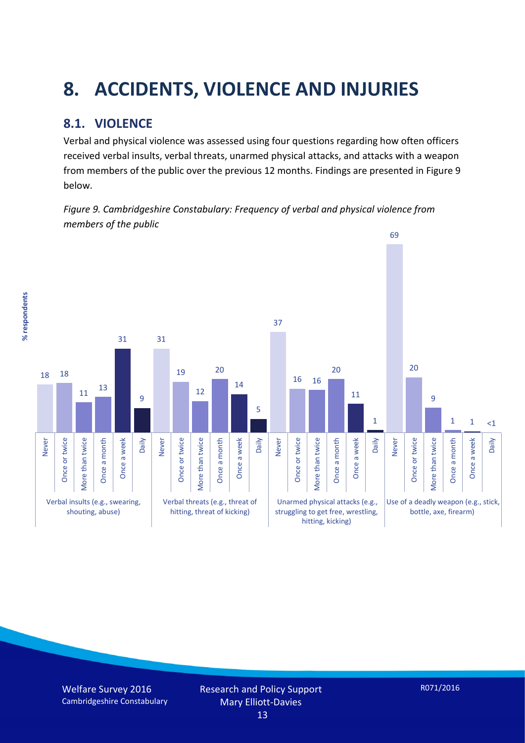# 8. ACCIDENTS, VIOLENCE AND INJURIES

## 8.1. VIOLENCE

Verbal and physical violence was assessed using four questions regarding how often officers received verbal insults, verbal threats, unarmed physical attacks, and attacks with a weapon from members of the public over the previous 12 months. Findings are presented in Figure 9 below.

*Figure 9. Cambridgeshire Constabulary: Frequency of verbal and physical violence from members of the public*

| % respondents | Never | Once or twice | More than twice | Once a month | Once a week | Daily |
|---|---|---|---|---|---|---|
| Verbal insults (e.g., swearing, shouting, abuse) | 18 | 18 | 11 | 13 | 31 | 9 |
| Verbal threats (e.g., threat of hitting, threat of kicking) | 31 | 19 | 12 | 20 | 14 | 5 |
| Unarmed physical attacks (e.g., struggling to get free, wrestling, hitting, kicking) | 37 | 16 | 16 | 20 | 11 | 1 |
| Use of a deadly weapon (e.g., stick, bottle, axe, firearm) | 69 | 20 | 9 | 1 | 1 | <1 |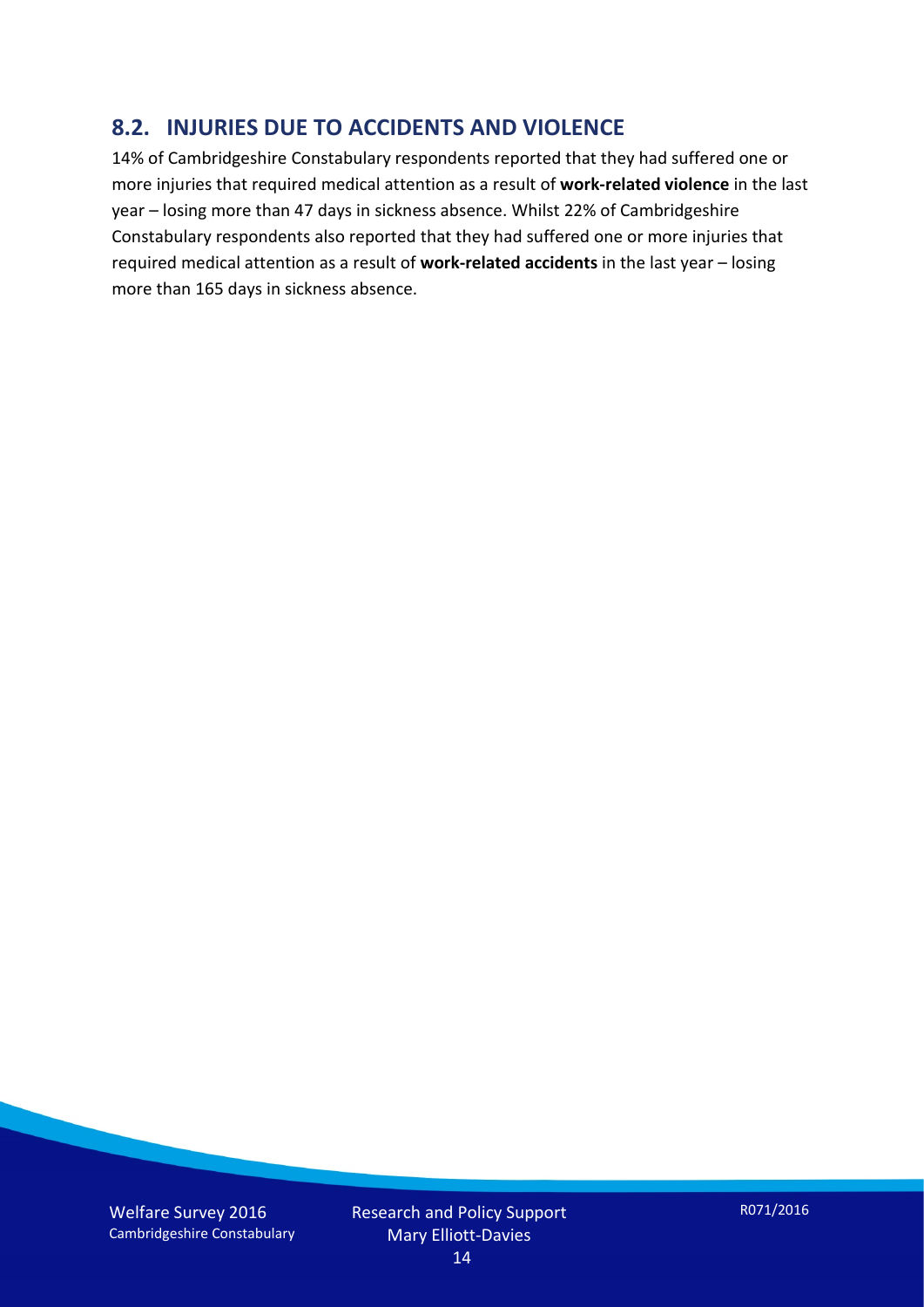## 8.2. INJURIES DUE TO ACCIDENTS AND VIOLENCE

14% of Cambridgeshire Constabulary respondents reported that they had suffered one or more injuries that required medical attention as a result of **work-related violence** in the last year – losing more than 47 days in sickness absence. Whilst 22% of Cambridgeshire Constabulary respondents also reported that they had suffered one or more injuries that required medical attention as a result of **work-related accidents** in the last year – losing more than 165 days in sickness absence.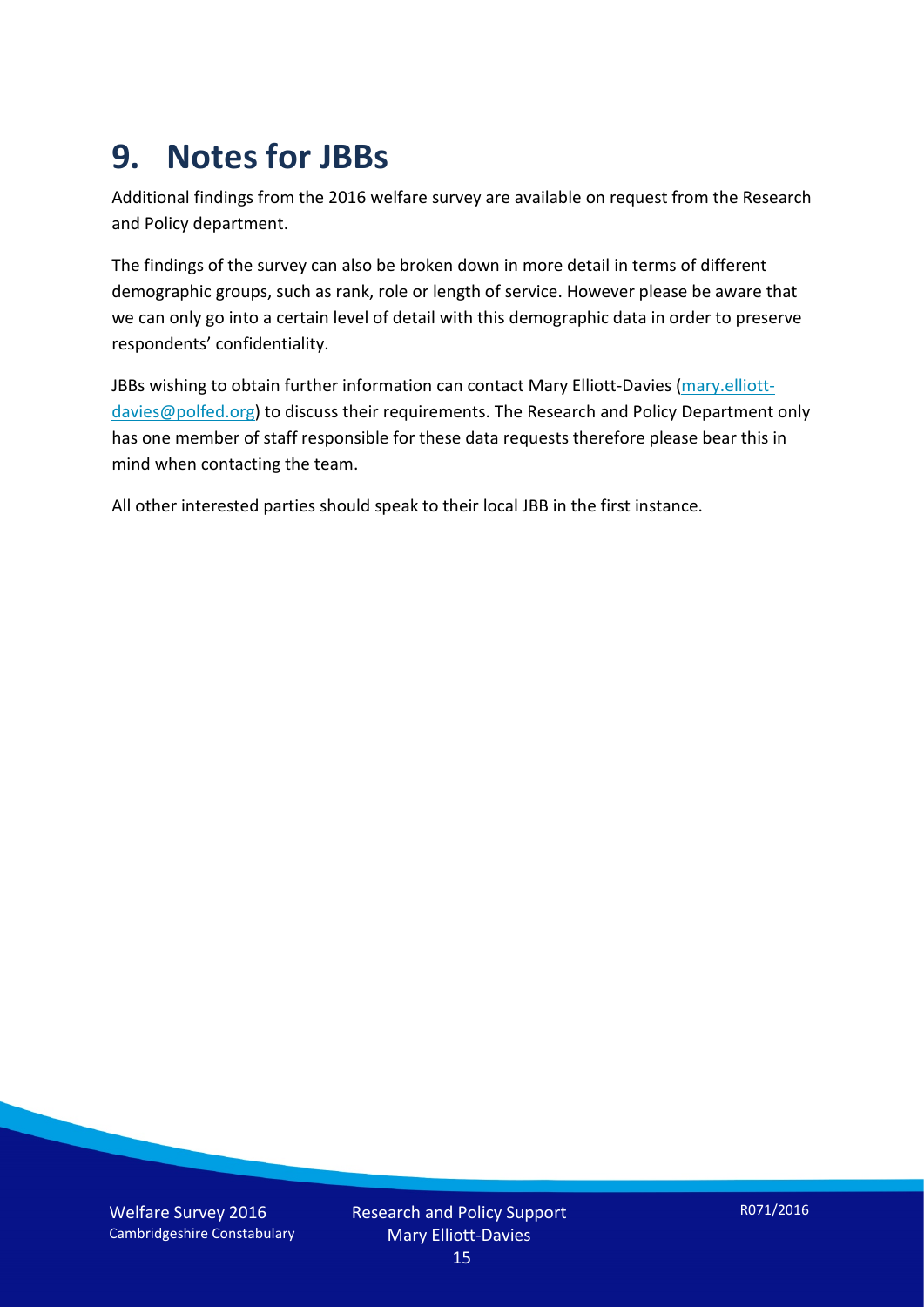# 9. Notes for JBBs

Additional findings from the 2016 welfare survey are available on request from the Research and Policy department.

The findings of the survey can also be broken down in more detail in terms of different demographic groups, such as rank, role or length of service. However please be aware that we can only go into a certain level of detail with this demographic data in order to preserve respondents' confidentiality.

JBBs wishing to obtain further information can contact Mary Elliott-Davies (mary.elliott-davies@polfed.org) to discuss their requirements. The Research and Policy Department only has one member of staff responsible for these data requests therefore please bear this in mind when contacting the team.

All other interested parties should speak to their local JBB in the first instance.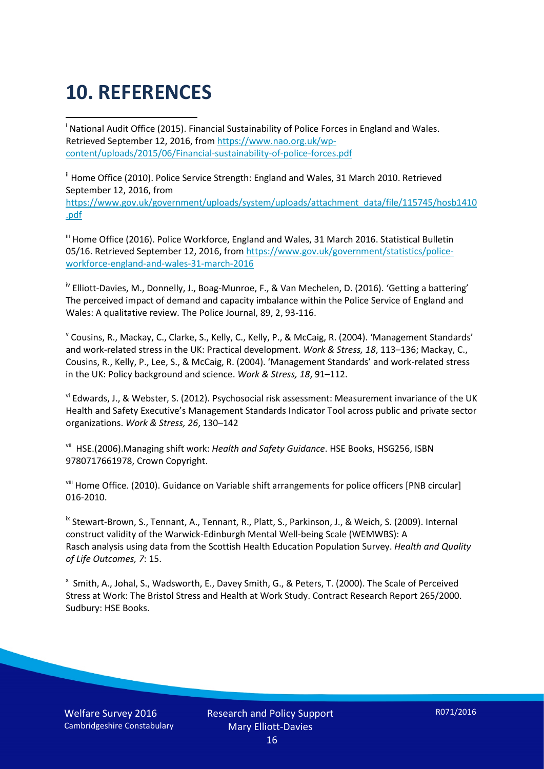# 10. REFERENCES

[i] National Audit Office (2015). Financial Sustainability of Police Forces in England and Wales. Retrieved September 12, 2016, from https://www.nao.org.uk/wp-content/uploads/2015/06/Financial-sustainability-of-police-forces.pdf

[ii] Home Office (2010). Police Service Strength: England and Wales, 31 March 2010. Retrieved September 12, 2016, from https://www.gov.uk/government/uploads/system/uploads/attachment_data/file/115745/hosb1410.pdf

[iii] Home Office (2016). Police Workforce, England and Wales, 31 March 2016. Statistical Bulletin 05/16. Retrieved September 12, 2016, from https://www.gov.uk/government/statistics/police-workforce-england-and-wales-31-march-2016

[iv] Elliott-Davies, M., Donnelly, J., Boag-Munroe, F., & Van Mechelen, D. (2016). 'Getting a battering' The perceived impact of demand and capacity imbalance within the Police Service of England and Wales: A qualitative review. The Police Journal, 89, 2, 93-116.

[v] Cousins, R., Mackay, C., Clarke, S., Kelly, C., Kelly, P., & McCaig, R. (2004). 'Management Standards' and work-related stress in the UK: Practical development. *Work & Stress, 18*, 113–136; Mackay, C., Cousins, R., Kelly, P., Lee, S., & McCaig, R. (2004). 'Management Standards' and work-related stress in the UK: Policy background and science. *Work & Stress, 18*, 91–112.

[vi] Edwards, J., & Webster, S. (2012). Psychosocial risk assessment: Measurement invariance of the UK Health and Safety Executive's Management Standards Indicator Tool across public and private sector organizations. *Work & Stress, 26*, 130–142

[vii] HSE.(2006).Managing shift work: *Health and Safety Guidance*. HSE Books, HSG256, ISBN 9780717661978, Crown Copyright.

[viii] Home Office. (2010). Guidance on Variable shift arrangements for police officers [PNB circular] 016-2010.

[ix] Stewart-Brown, S., Tennant, A., Tennant, R., Platt, S., Parkinson, J., & Weich, S. (2009). Internal construct validity of the Warwick-Edinburgh Mental Well-being Scale (WEMWBS): A Rasch analysis using data from the Scottish Health Education Population Survey. *Health and Quality of Life Outcomes, 7*: 15.

[x] Smith, A., Johal, S., Wadsworth, E., Davey Smith, G., & Peters, T. (2000). The Scale of Perceived Stress at Work: The Bristol Stress and Health at Work Study. Contract Research Report 265/2000. Sudbury: HSE Books.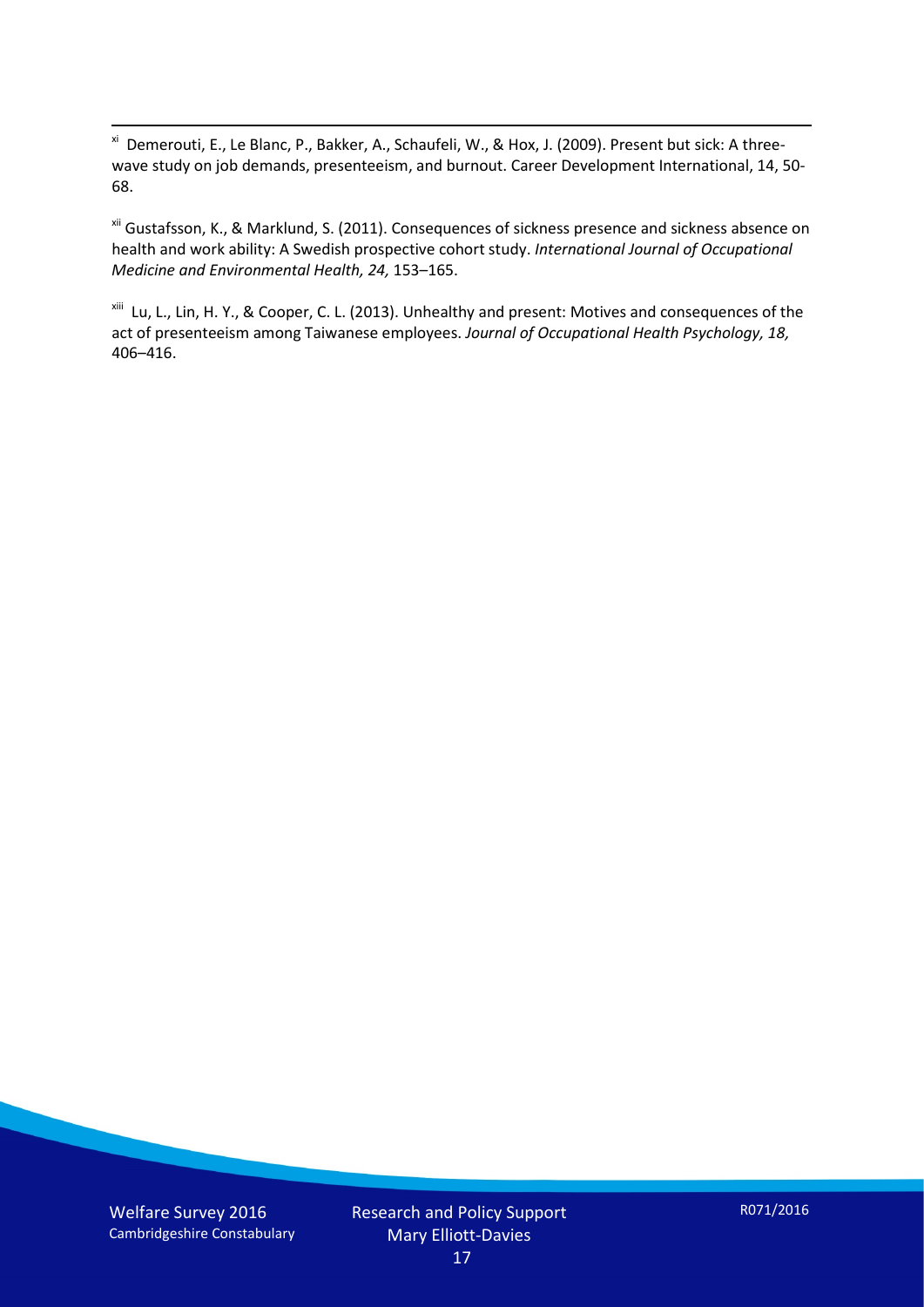[xi] Demerouti, E., Le Blanc, P., Bakker, A., Schaufeli, W., & Hox, J. (2009). Present but sick: A three-wave study on job demands, presenteeism, and burnout. Career Development International, 14, 50-68.

[xii] Gustafsson, K., & Marklund, S. (2011). Consequences of sickness presence and sickness absence on health and work ability: A Swedish prospective cohort study. *International Journal of Occupational Medicine and Environmental Health, 24,* 153–165.

[xiii] Lu, L., Lin, H. Y., & Cooper, C. L. (2013). Unhealthy and present: Motives and consequences of the act of presenteeism among Taiwanese employees. *Journal of Occupational Health Psychology, 18,* 406–416.